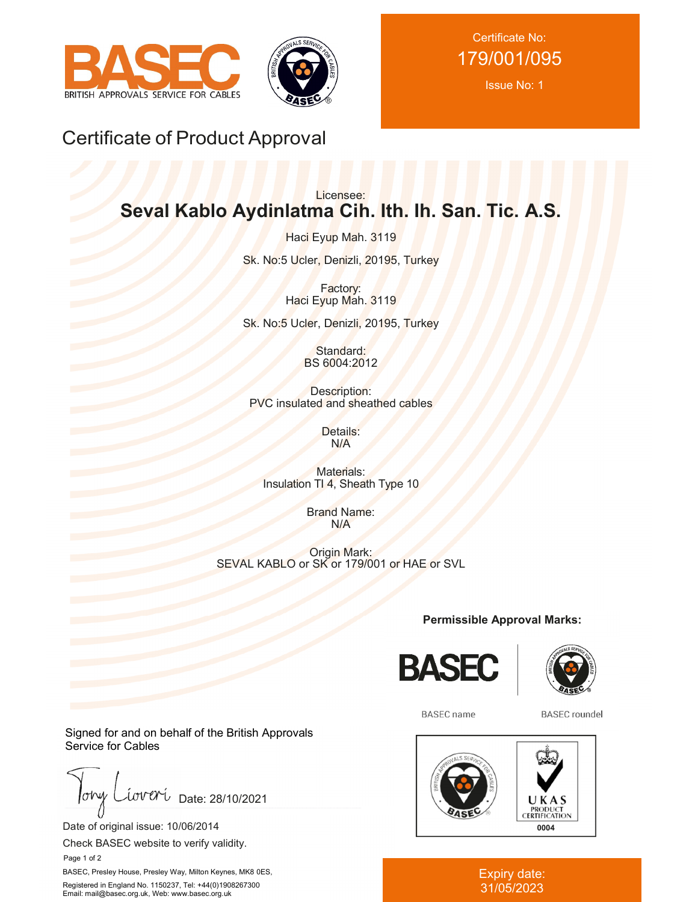BASEC
BRITISH APPROVALS SERVICE FOR CABLES

Certificate No:
179/001/095
Issue No: 1

# Certificate of Product Approval

Licensee:
**Seval Kablo Aydinlatma Cih. Ith. Ih. San. Tic. A.S.**

Haci Eyup Mah. 3119

Sk. No:5 Ucler, Denizli, 20195, Turkey

Factory:
Haci Eyup Mah. 3119

Sk. No:5 Ucler, Denizli, 20195, Turkey

Standard:
BS 6004:2012

Description:
PVC insulated and sheathed cables

Details:
N/A

Materials:
Insulation TI 4, Sheath Type 10

Brand Name:
N/A

Origin Mark:
SEVAL KABLO or SK or 179/001 or HAE or SVL

**Permissible Approval Marks:**

BASEC name — BASEC roundel

UKAS PRODUCT CERTIFICATION 0004

Signed for and on behalf of the British Approvals Service for Cables

Date: 28/10/2021

Date of original issue: 10/06/2014

Check BASEC website to verify validity.

BASEC, Presley House, Presley Way, Milton Keynes, MK8 0ES,

Registered in England No. 1150237, Tel: +44(0)1908267300
Email: mail@basec.org.uk, Web: www.basec.org.uk

Expiry date:
31/05/2023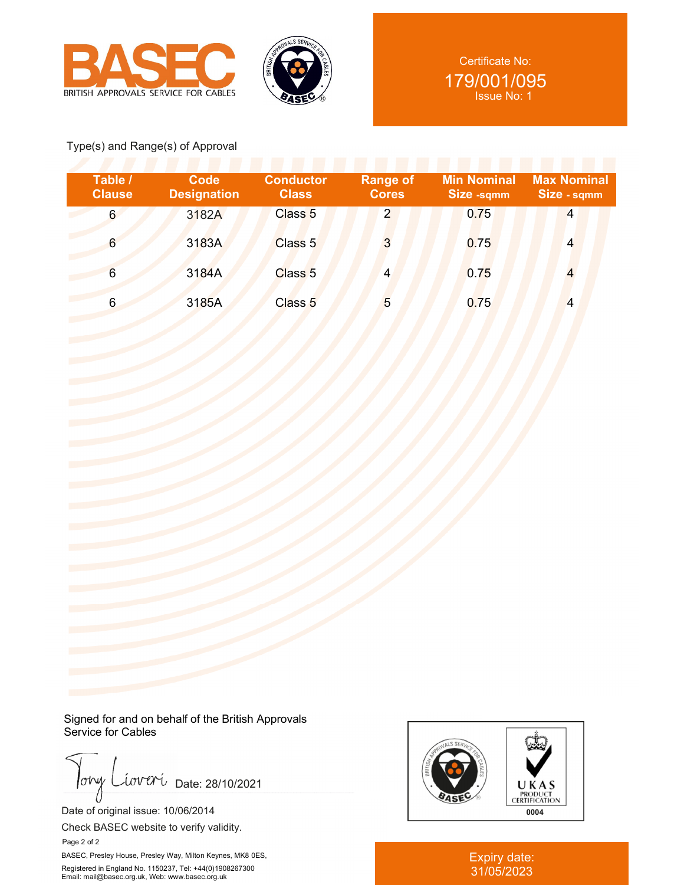BASEC
BRITISH APPROVALS SERVICE FOR CABLES

Certificate No:
179/001/095
Issue No: 1

Type(s) and Range(s) of Approval

| Table / Clause | Code Designation | Conductor Class | Range of Cores | Min Nominal Size -sqmm | Max Nominal Size - sqmm |
|---|---|---|---|---|---|
| 6 | 3182A | Class 5 | 2 | 0.75 | 4 |
| 6 | 3183A | Class 5 | 3 | 0.75 | 4 |
| 6 | 3184A | Class 5 | 4 | 0.75 | 4 |
| 6 | 3185A | Class 5 | 5 | 0.75 | 4 |

Signed for and on behalf of the British Approvals Service for Cables

Tony Liveri Date: 28/10/2021

Date of original issue: 10/06/2014

Check BASEC website to verify validity.

BASEC, Presley House, Presley Way, Milton Keynes, MK8 0ES,

Registered in England No. 1150237, Tel: +44(0)1908267300
Email: mail@basec.org.uk, Web: www.basec.org.uk

UKAS PRODUCT CERTIFICATION 0004

Expiry date:
31/05/2023